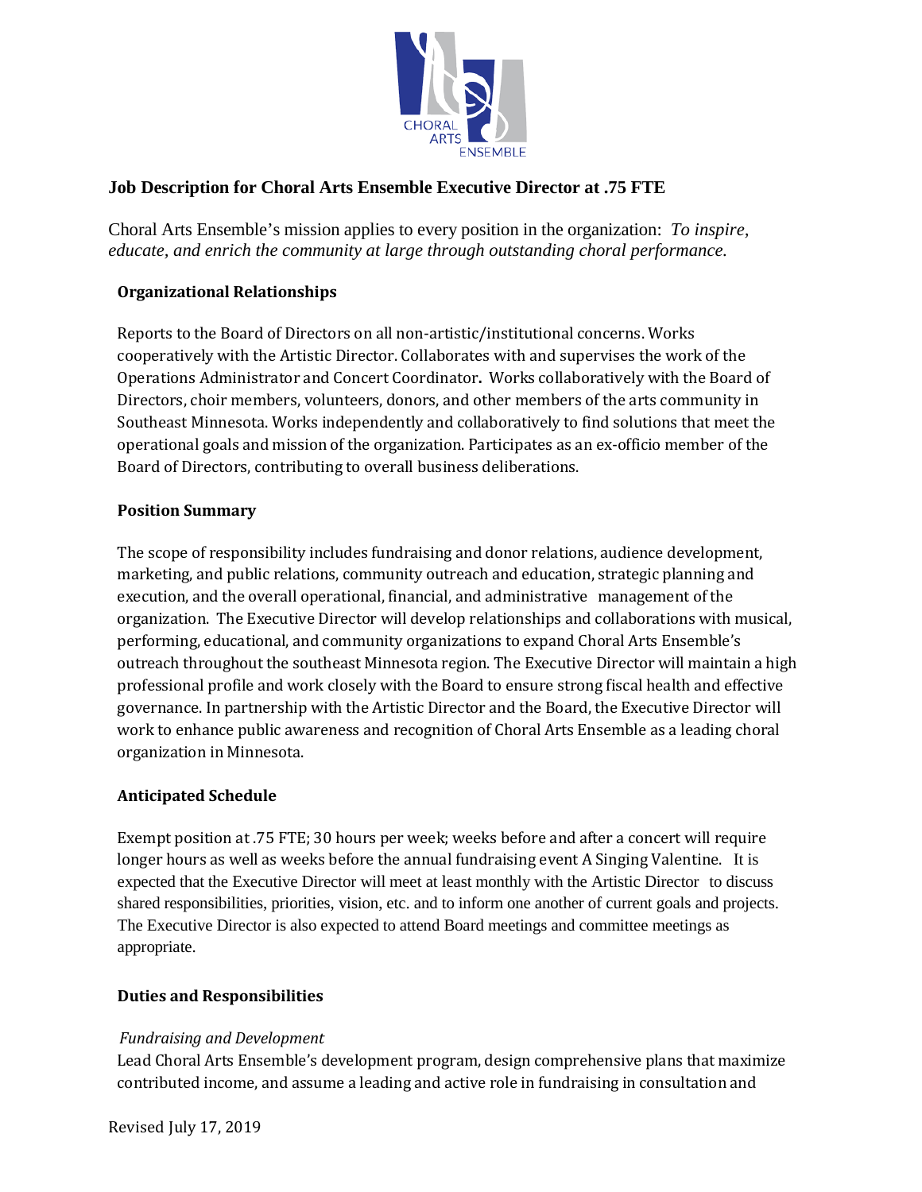# Job Description for Choral Arts Ensemble Executive Director at .75 FTE

Choral Arts Ensemble's mission applies to every position in the organization: *To inspire, educate, and enrich the community at large through outstanding choral performance.*

## Organizational Relationships

Reports to the Board of Directors on all non-artistic/institutional concerns. Works cooperatively with the Artistic Director. Collaborates with and supervises the work of the Operations Administrator and Concert Coordinator**.** Works collaboratively with the Board of Directors, choir members, volunteers, donors, and other members of the arts community in Southeast Minnesota. Works independently and collaboratively to find solutions that meet the operational goals and mission of the organization. Participates as an ex-officio member of the Board of Directors, contributing to overall business deliberations.

## Position Summary

The scope of responsibility includes fundraising and donor relations, audience development, marketing, and public relations, community outreach and education, strategic planning and execution, and the overall operational, financial, and administrative management of the organization. The Executive Director will develop relationships and collaborations with musical, performing, educational, and community organizations to expand Choral Arts Ensemble's outreach throughout the southeast Minnesota region. The Executive Director will maintain a high professional profile and work closely with the Board to ensure strong fiscal health and effective governance. In partnership with the Artistic Director and the Board, the Executive Director will work to enhance public awareness and recognition of Choral Arts Ensemble as a leading choral organization in Minnesota.

## Anticipated Schedule

Exempt position at .75 FTE; 30 hours per week; weeks before and after a concert will require longer hours as well as weeks before the annual fundraising event A Singing Valentine. It is expected that the Executive Director will meet at least monthly with the Artistic Director to discuss shared responsibilities, priorities, vision, etc. and to inform one another of current goals and projects. The Executive Director is also expected to attend Board meetings and committee meetings as appropriate.

## Duties and Responsibilities

*Fundraising and Development*

Lead Choral Arts Ensemble's development program, design comprehensive plans that maximize contributed income, and assume a leading and active role in fundraising in consultation and

Revised July 17, 2019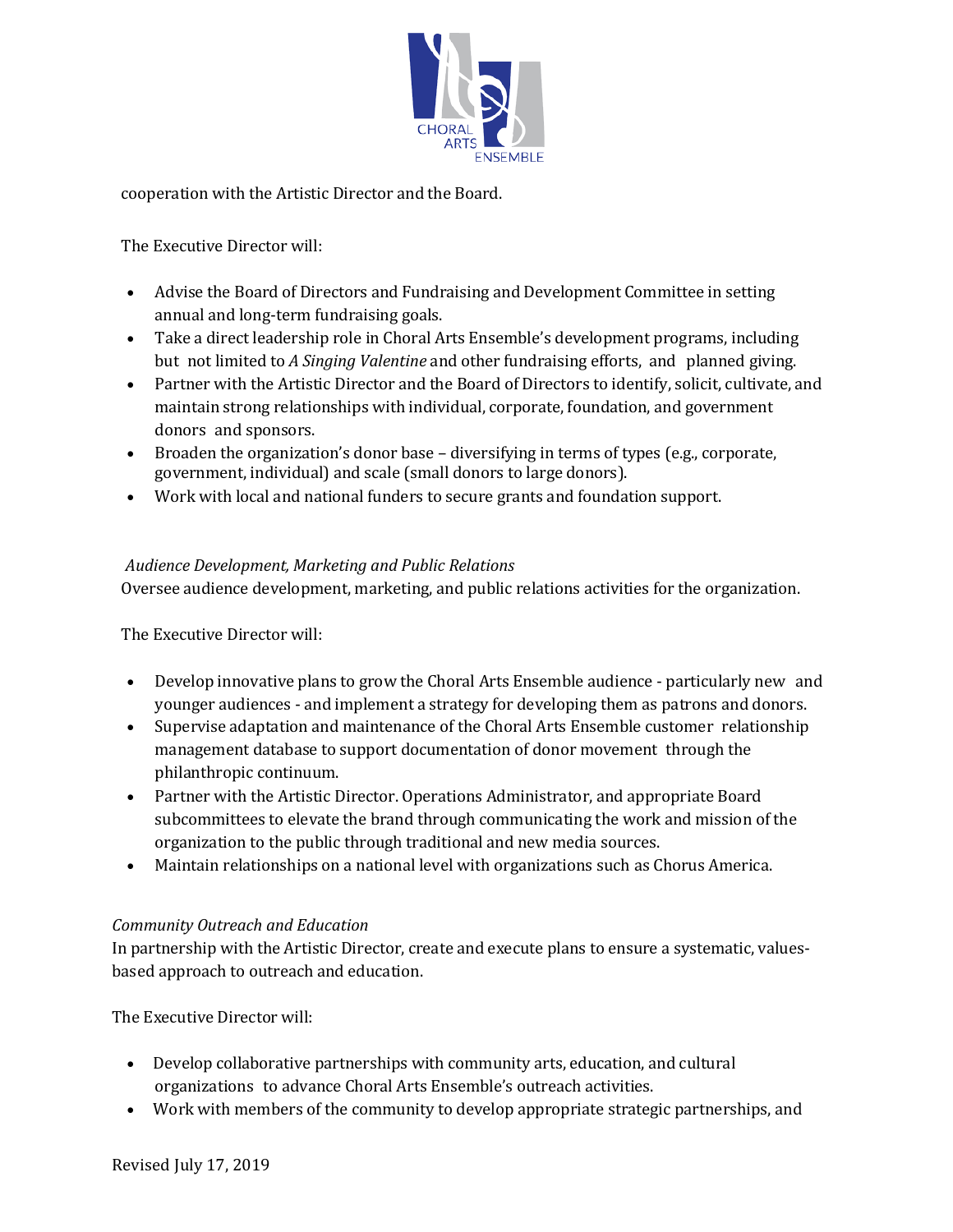cooperation with the Artistic Director and the Board.

The Executive Director will:

- Advise the Board of Directors and Fundraising and Development Committee in setting annual and long-term fundraising goals.
- Take a direct leadership role in Choral Arts Ensemble's development programs, including but not limited to *A Singing Valentine* and other fundraising efforts, and planned giving.
- Partner with the Artistic Director and the Board of Directors to identify, solicit, cultivate, and maintain strong relationships with individual, corporate, foundation, and government donors and sponsors.
- Broaden the organization's donor base – diversifying in terms of types (e.g., corporate, government, individual) and scale (small donors to large donors).
- Work with local and national funders to secure grants and foundation support.

*Audience Development, Marketing and Public Relations*

Oversee audience development, marketing, and public relations activities for the organization.

The Executive Director will:

- Develop innovative plans to grow the Choral Arts Ensemble audience - particularly new and younger audiences - and implement a strategy for developing them as patrons and donors.
- Supervise adaptation and maintenance of the Choral Arts Ensemble customer relationship management database to support documentation of donor movement through the philanthropic continuum.
- Partner with the Artistic Director. Operations Administrator, and appropriate Board subcommittees to elevate the brand through communicating the work and mission of the organization to the public through traditional and new media sources.
- Maintain relationships on a national level with organizations such as Chorus America.

*Community Outreach and Education*

In partnership with the Artistic Director, create and execute plans to ensure a systematic, values-based approach to outreach and education.

The Executive Director will:

- Develop collaborative partnerships with community arts, education, and cultural organizations to advance Choral Arts Ensemble's outreach activities.
- Work with members of the community to develop appropriate strategic partnerships, and

Revised July 17, 2019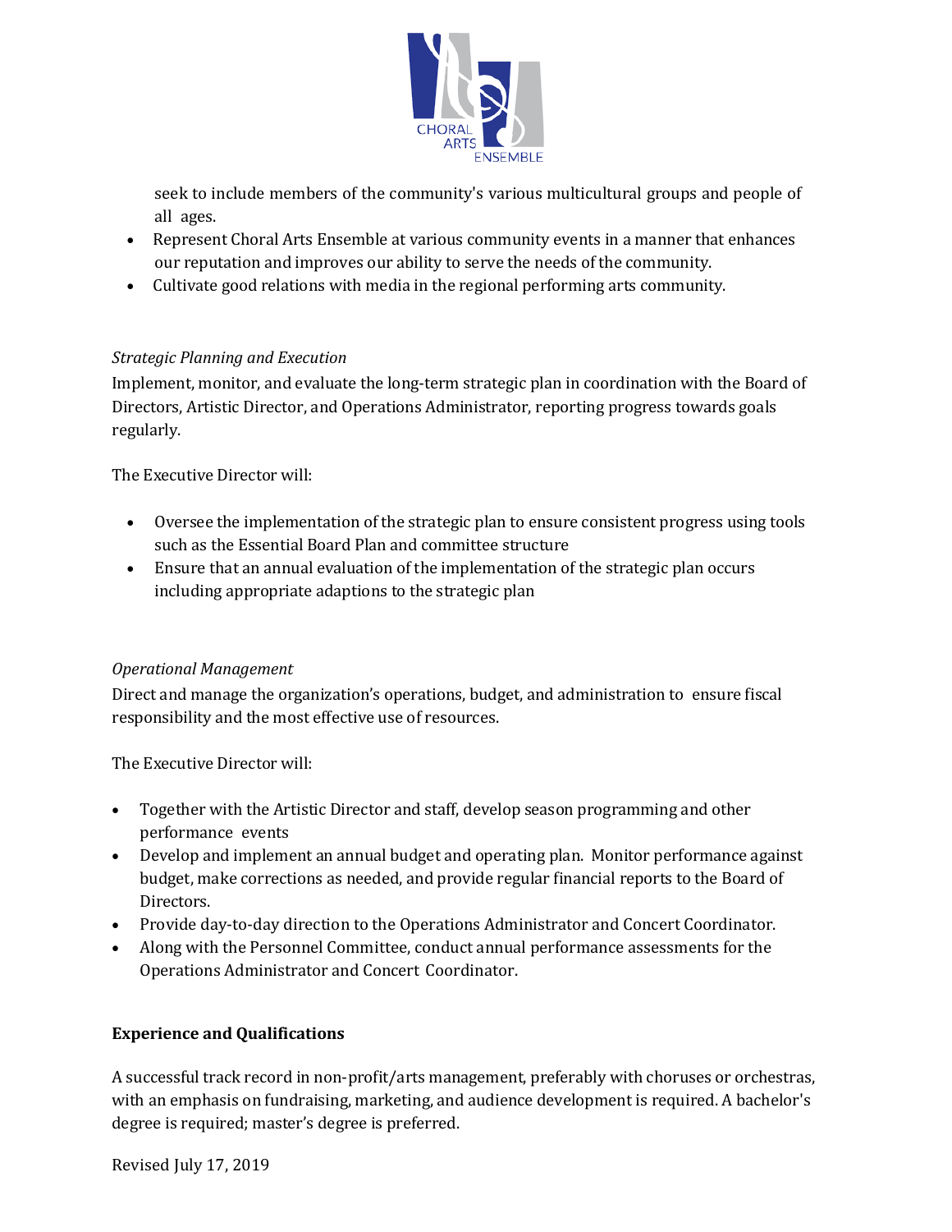seek to include members of the community's various multicultural groups and people of all ages.

- Represent Choral Arts Ensemble at various community events in a manner that enhances our reputation and improves our ability to serve the needs of the community.
- Cultivate good relations with media in the regional performing arts community.

*Strategic Planning and Execution*

Implement, monitor, and evaluate the long-term strategic plan in coordination with the Board of Directors, Artistic Director, and Operations Administrator, reporting progress towards goals regularly.

The Executive Director will:

- Oversee the implementation of the strategic plan to ensure consistent progress using tools such as the Essential Board Plan and committee structure
- Ensure that an annual evaluation of the implementation of the strategic plan occurs including appropriate adaptions to the strategic plan

*Operational Management*

Direct and manage the organization's operations, budget, and administration to ensure fiscal responsibility and the most effective use of resources.

The Executive Director will:

- Together with the Artistic Director and staff, develop season programming and other performance events
- Develop and implement an annual budget and operating plan. Monitor performance against budget, make corrections as needed, and provide regular financial reports to the Board of Directors.
- Provide day-to-day direction to the Operations Administrator and Concert Coordinator.
- Along with the Personnel Committee, conduct annual performance assessments for the Operations Administrator and Concert Coordinator.

**Experience and Qualifications**

A successful track record in non-profit/arts management, preferably with choruses or orchestras, with an emphasis on fundraising, marketing, and audience development is required. A bachelor's degree is required; master's degree is preferred.

Revised July 17, 2019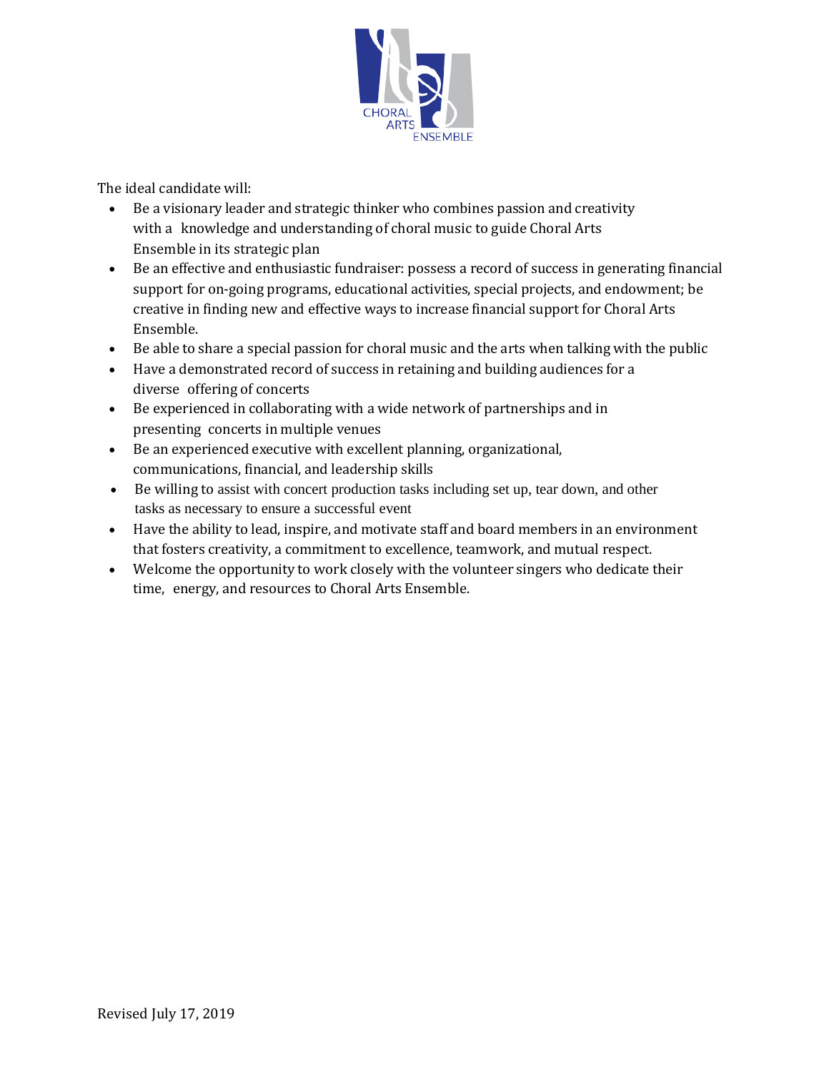The ideal candidate will:

- Be a visionary leader and strategic thinker who combines passion and creativity with a knowledge and understanding of choral music to guide Choral Arts Ensemble in its strategic plan
- Be an effective and enthusiastic fundraiser: possess a record of success in generating financial support for on-going programs, educational activities, special projects, and endowment; be creative in finding new and effective ways to increase financial support for Choral Arts Ensemble.
- Be able to share a special passion for choral music and the arts when talking with the public
- Have a demonstrated record of success in retaining and building audiences for a diverse offering of concerts
- Be experienced in collaborating with a wide network of partnerships and in presenting concerts in multiple venues
- Be an experienced executive with excellent planning, organizational, communications, financial, and leadership skills
- Be willing to assist with concert production tasks including set up, tear down, and other tasks as necessary to ensure a successful event
- Have the ability to lead, inspire, and motivate staff and board members in an environment that fosters creativity, a commitment to excellence, teamwork, and mutual respect.
- Welcome the opportunity to work closely with the volunteer singers who dedicate their time, energy, and resources to Choral Arts Ensemble.

Revised July 17, 2019